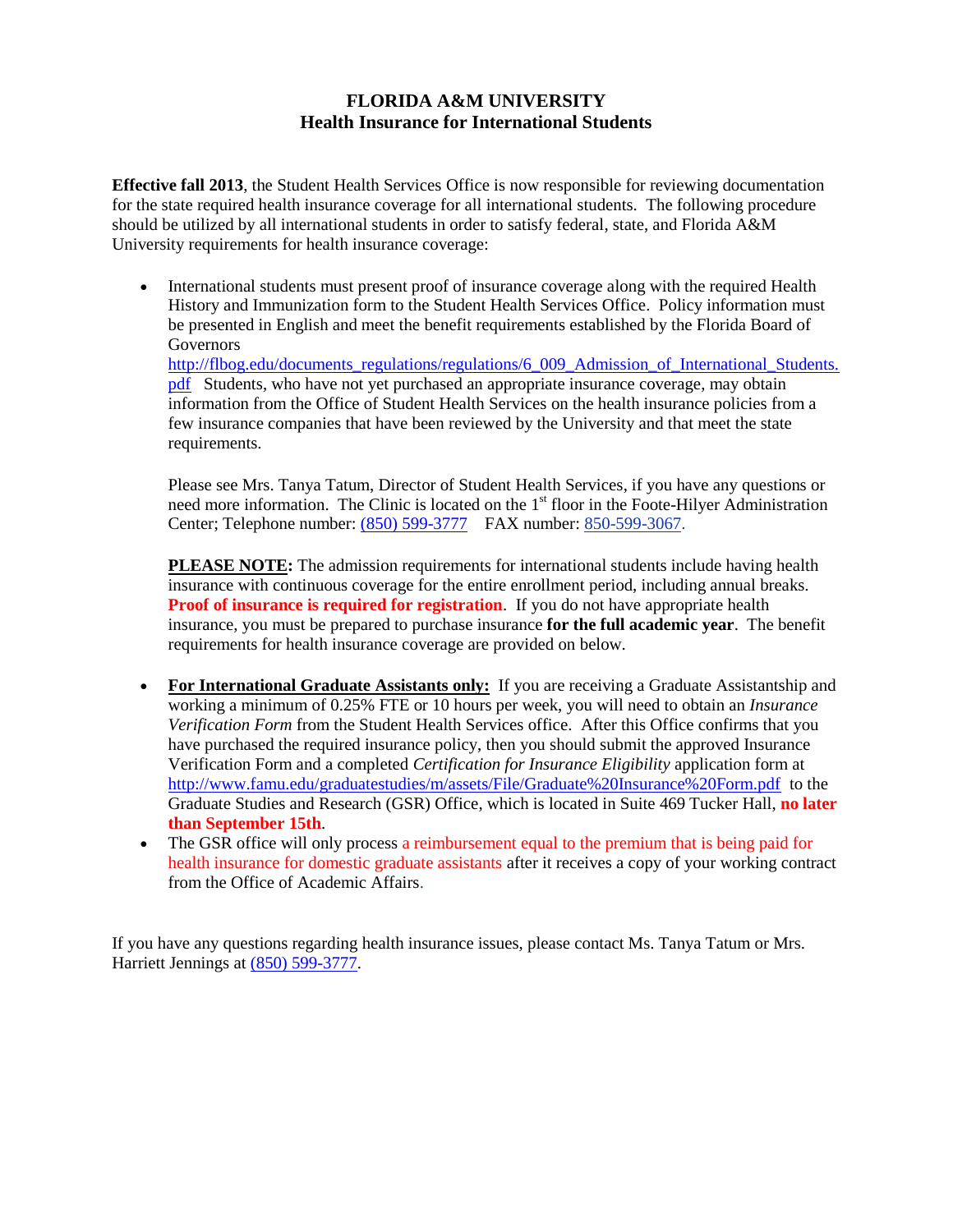# FLORIDA A&M UNIVERSITY
## Health Insurance for International Students

**Effective fall 2013**, the Student Health Services Office is now responsible for reviewing documentation for the state required health insurance coverage for all international students. The following procedure should be utilized by all international students in order to satisfy federal, state, and Florida A&M University requirements for health insurance coverage:

- International students must present proof of insurance coverage along with the required Health History and Immunization form to the Student Health Services Office. Policy information must be presented in English and meet the benefit requirements established by the Florida Board of Governors http://flbog.edu/documents_regulations/regulations/6_009_Admission_of_International_Students.pdf Students, who have not yet purchased an appropriate insurance coverage, may obtain information from the Office of Student Health Services on the health insurance policies from a few insurance companies that have been reviewed by the University and that meet the state requirements.

  Please see Mrs. Tanya Tatum, Director of Student Health Services, if you have any questions or need more information. The Clinic is located on the 1st floor in the Foote-Hilyer Administration Center; Telephone number: (850) 599-3777 FAX number: 850-599-3067.

  **PLEASE NOTE:** The admission requirements for international students include having health insurance with continuous coverage for the entire enrollment period, including annual breaks. **Proof of insurance is required for registration**. If you do not have appropriate health insurance, you must be prepared to purchase insurance **for the full academic year**. The benefit requirements for health insurance coverage are provided on below.

- **For International Graduate Assistants only:** If you are receiving a Graduate Assistantship and working a minimum of 0.25% FTE or 10 hours per week, you will need to obtain an *Insurance Verification Form* from the Student Health Services office. After this Office confirms that you have purchased the required insurance policy, then you should submit the approved Insurance Verification Form and a completed *Certification for Insurance Eligibility* application form at http://www.famu.edu/graduatestudies/m/assets/File/Graduate%20Insurance%20Form.pdf to the Graduate Studies and Research (GSR) Office, which is located in Suite 469 Tucker Hall, **no later than September 15th**.
- The GSR office will only process a reimbursement equal to the premium that is being paid for health insurance for domestic graduate assistants after it receives a copy of your working contract from the Office of Academic Affairs.

If you have any questions regarding health insurance issues, please contact Ms. Tanya Tatum or Mrs. Harriett Jennings at (850) 599-3777.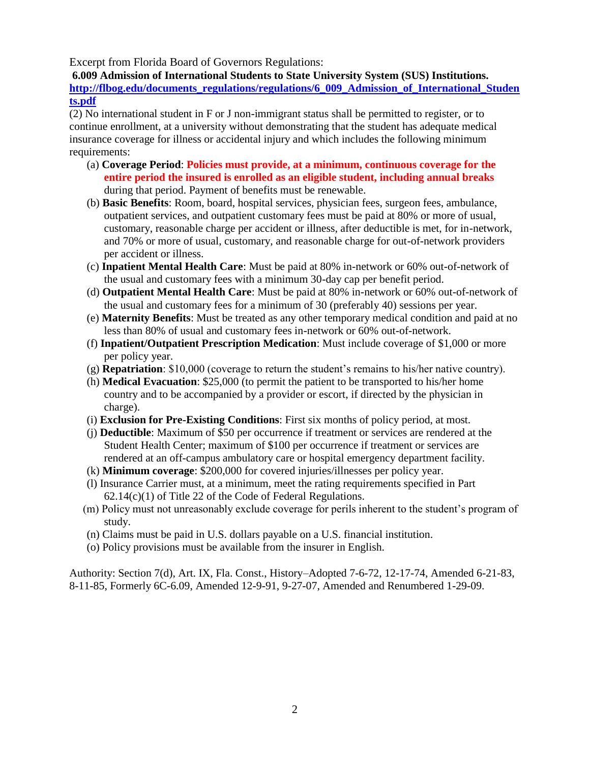Excerpt from Florida Board of Governors Regulations:

**6.009 Admission of International Students to State University System (SUS) Institutions.**
[http://flbog.edu/documents_regulations/regulations/6_009_Admission_of_International_Students.pdf](http://flbog.edu/documents_regulations/regulations/6_009_Admission_of_International_Students.pdf)

(2) No international student in F or J non-immigrant status shall be permitted to register, or to continue enrollment, at a university without demonstrating that the student has adequate medical insurance coverage for illness or accidental injury and which includes the following minimum requirements:

- (a) **Coverage Period**: **Policies must provide, at a minimum, continuous coverage for the entire period the insured is enrolled as an eligible student, including annual breaks** during that period. Payment of benefits must be renewable.
- (b) **Basic Benefits**: Room, board, hospital services, physician fees, surgeon fees, ambulance, outpatient services, and outpatient customary fees must be paid at 80% or more of usual, customary, reasonable charge per accident or illness, after deductible is met, for in-network, and 70% or more of usual, customary, and reasonable charge for out-of-network providers per accident or illness.
- (c) **Inpatient Mental Health Care**: Must be paid at 80% in-network or 60% out-of-network of the usual and customary fees with a minimum 30-day cap per benefit period.
- (d) **Outpatient Mental Health Care**: Must be paid at 80% in-network or 60% out-of-network of the usual and customary fees for a minimum of 30 (preferably 40) sessions per year.
- (e) **Maternity Benefits**: Must be treated as any other temporary medical condition and paid at no less than 80% of usual and customary fees in-network or 60% out-of-network.
- (f) **Inpatient/Outpatient Prescription Medication**: Must include coverage of $1,000 or more per policy year.
- (g) **Repatriation**: $10,000 (coverage to return the student's remains to his/her native country).
- (h) **Medical Evacuation**: $25,000 (to permit the patient to be transported to his/her home country and to be accompanied by a provider or escort, if directed by the physician in charge).
- (i) **Exclusion for Pre-Existing Conditions**: First six months of policy period, at most.
- (j) **Deductible**: Maximum of $50 per occurrence if treatment or services are rendered at the Student Health Center; maximum of $100 per occurrence if treatment or services are rendered at an off-campus ambulatory care or hospital emergency department facility.
- (k) **Minimum coverage**: $200,000 for covered injuries/illnesses per policy year.
- (l) Insurance Carrier must, at a minimum, meet the rating requirements specified in Part 62.14(c)(1) of Title 22 of the Code of Federal Regulations.
- (m) Policy must not unreasonably exclude coverage for perils inherent to the student's program of study.
- (n) Claims must be paid in U.S. dollars payable on a U.S. financial institution.
- (o) Policy provisions must be available from the insurer in English.

Authority: Section 7(d), Art. IX, Fla. Const., History–Adopted 7-6-72, 12-17-74, Amended 6-21-83, 8-11-85, Formerly 6C-6.09, Amended 12-9-91, 9-27-07, Amended and Renumbered 1-29-09.